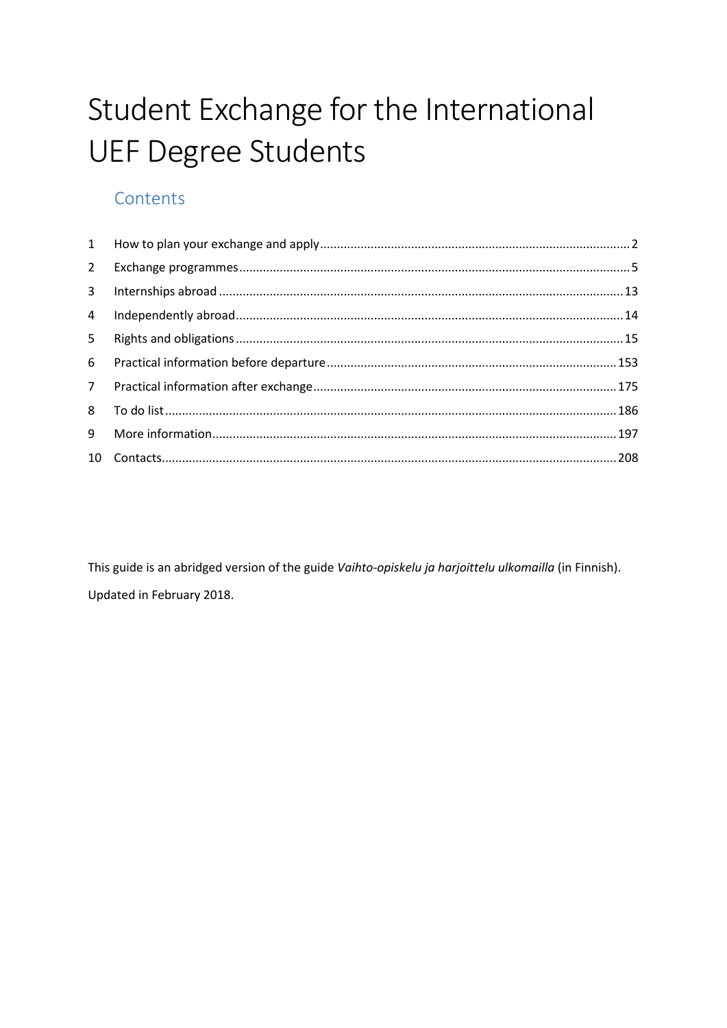# Student Exchange for the International UEF Degree Students

## Contents

1 How to plan your exchange and apply .......... 2
2 Exchange programmes .......... 5
3 Internships abroad .......... 13
4 Independently abroad .......... 14
5 Rights and obligations .......... 15
6 Practical information before departure .......... 153
7 Practical information after exchange .......... 175
8 To do list .......... 186
9 More information .......... 197
10 Contacts .......... 208

This guide is an abridged version of the guide *Vaihto-opiskelu ja harjoittelu ulkomailla* (in Finnish).

Updated in February 2018.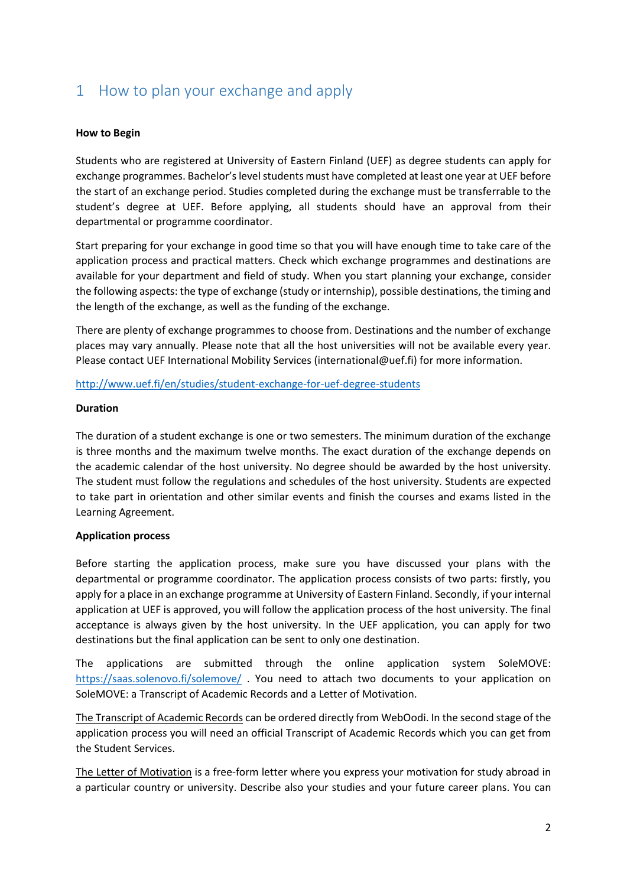# 1 How to plan your exchange and apply

**How to Begin**

Students who are registered at University of Eastern Finland (UEF) as degree students can apply for exchange programmes. Bachelor's level students must have completed at least one year at UEF before the start of an exchange period. Studies completed during the exchange must be transferrable to the student's degree at UEF. Before applying, all students should have an approval from their departmental or programme coordinator.

Start preparing for your exchange in good time so that you will have enough time to take care of the application process and practical matters. Check which exchange programmes and destinations are available for your department and field of study. When you start planning your exchange, consider the following aspects: the type of exchange (study or internship), possible destinations, the timing and the length of the exchange, as well as the funding of the exchange.

There are plenty of exchange programmes to choose from. Destinations and the number of exchange places may vary annually. Please note that all the host universities will not be available every year. Please contact UEF International Mobility Services (international@uef.fi) for more information.

http://www.uef.fi/en/studies/student-exchange-for-uef-degree-students

**Duration**

The duration of a student exchange is one or two semesters. The minimum duration of the exchange is three months and the maximum twelve months. The exact duration of the exchange depends on the academic calendar of the host university. No degree should be awarded by the host university. The student must follow the regulations and schedules of the host university. Students are expected to take part in orientation and other similar events and finish the courses and exams listed in the Learning Agreement.

**Application process**

Before starting the application process, make sure you have discussed your plans with the departmental or programme coordinator. The application process consists of two parts: firstly, you apply for a place in an exchange programme at University of Eastern Finland. Secondly, if your internal application at UEF is approved, you will follow the application process of the host university. The final acceptance is always given by the host university. In the UEF application, you can apply for two destinations but the final application can be sent to only one destination.

The applications are submitted through the online application system SoleMOVE: https://saas.solenovo.fi/solemove/ . You need to attach two documents to your application on SoleMOVE: a Transcript of Academic Records and a Letter of Motivation.

The Transcript of Academic Records can be ordered directly from WebOodi. In the second stage of the application process you will need an official Transcript of Academic Records which you can get from the Student Services.

The Letter of Motivation is a free-form letter where you express your motivation for study abroad in a particular country or university. Describe also your studies and your future career plans. You can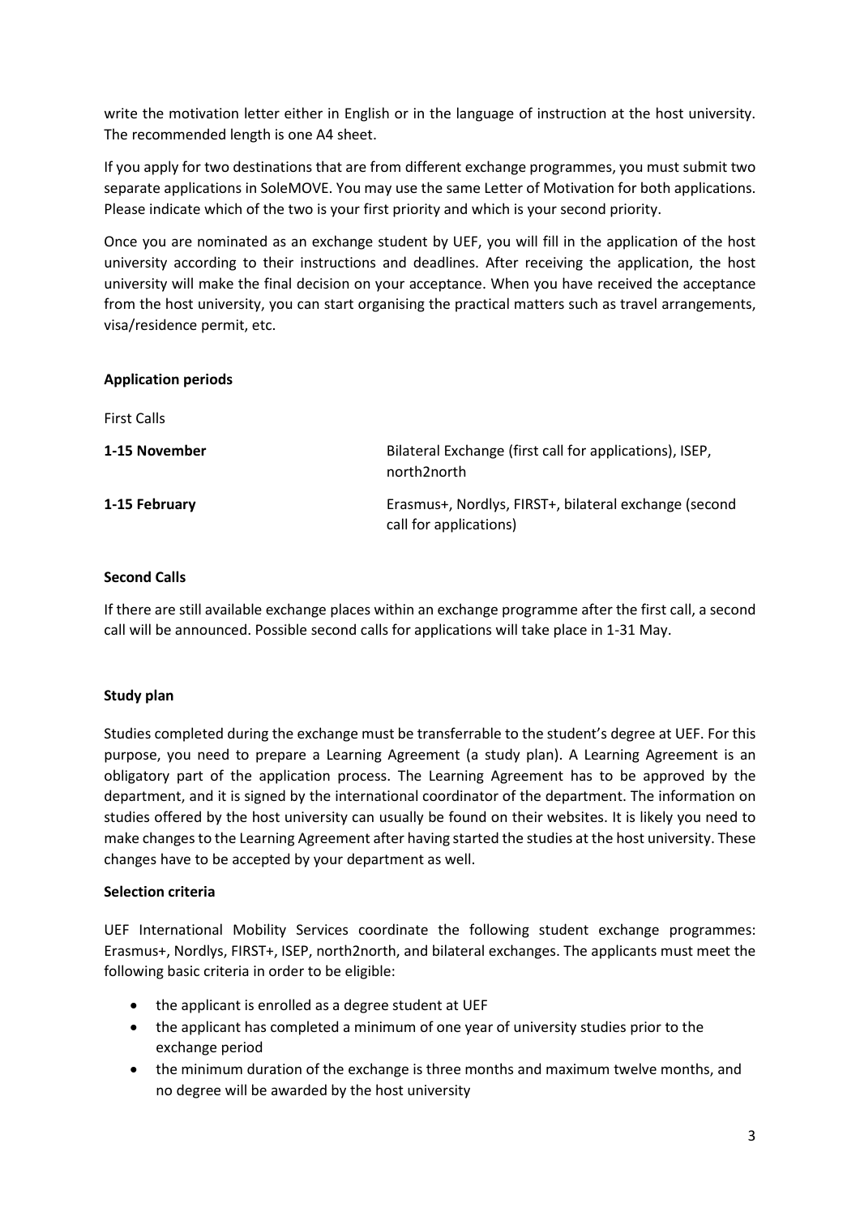write the motivation letter either in English or in the language of instruction at the host university. The recommended length is one A4 sheet.

If you apply for two destinations that are from different exchange programmes, you must submit two separate applications in SoleMOVE. You may use the same Letter of Motivation for both applications. Please indicate which of the two is your first priority and which is your second priority.

Once you are nominated as an exchange student by UEF, you will fill in the application of the host university according to their instructions and deadlines. After receiving the application, the host university will make the final decision on your acceptance. When you have received the acceptance from the host university, you can start organising the practical matters such as travel arrangements, visa/residence permit, etc.

**Application periods**

First Calls

| | |
|---|---|
| **1-15 November** | Bilateral Exchange (first call for applications), ISEP, north2north |
| **1-15 February** | Erasmus+, Nordlys, FIRST+, bilateral exchange (second call for applications) |

**Second Calls**

If there are still available exchange places within an exchange programme after the first call, a second call will be announced. Possible second calls for applications will take place in 1-31 May.

**Study plan**

Studies completed during the exchange must be transferrable to the student's degree at UEF. For this purpose, you need to prepare a Learning Agreement (a study plan). A Learning Agreement is an obligatory part of the application process. The Learning Agreement has to be approved by the department, and it is signed by the international coordinator of the department. The information on studies offered by the host university can usually be found on their websites. It is likely you need to make changes to the Learning Agreement after having started the studies at the host university. These changes have to be accepted by your department as well.

**Selection criteria**

UEF International Mobility Services coordinate the following student exchange programmes: Erasmus+, Nordlys, FIRST+, ISEP, north2north, and bilateral exchanges. The applicants must meet the following basic criteria in order to be eligible:

- the applicant is enrolled as a degree student at UEF
- the applicant has completed a minimum of one year of university studies prior to the exchange period
- the minimum duration of the exchange is three months and maximum twelve months, and no degree will be awarded by the host university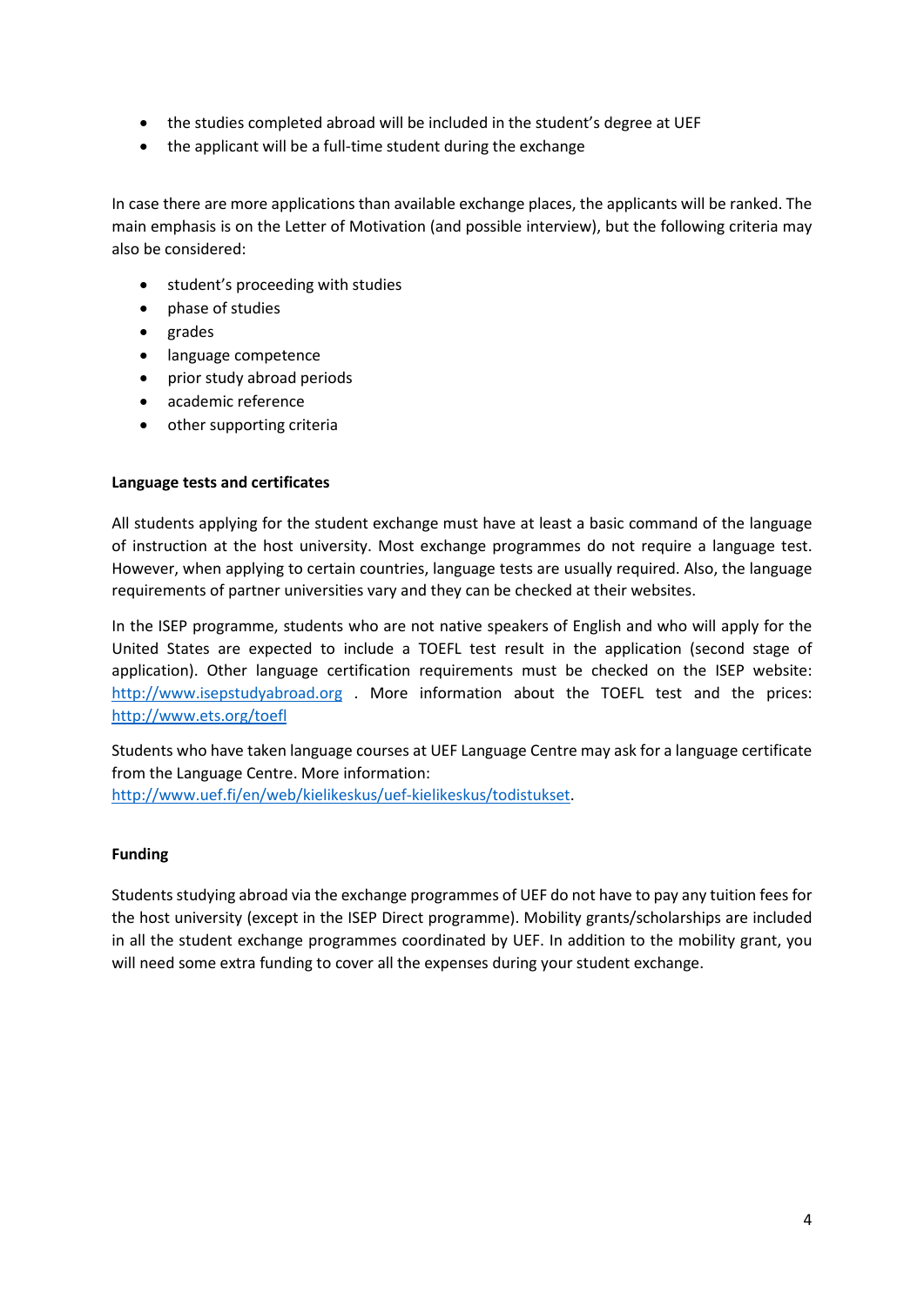- the studies completed abroad will be included in the student's degree at UEF
- the applicant will be a full-time student during the exchange

In case there are more applications than available exchange places, the applicants will be ranked. The main emphasis is on the Letter of Motivation (and possible interview), but the following criteria may also be considered:

- student's proceeding with studies
- phase of studies
- grades
- language competence
- prior study abroad periods
- academic reference
- other supporting criteria

**Language tests and certificates**

All students applying for the student exchange must have at least a basic command of the language of instruction at the host university. Most exchange programmes do not require a language test. However, when applying to certain countries, language tests are usually required. Also, the language requirements of partner universities vary and they can be checked at their websites.

In the ISEP programme, students who are not native speakers of English and who will apply for the United States are expected to include a TOEFL test result in the application (second stage of application). Other language certification requirements must be checked on the ISEP website: [http://www.isepstudyabroad.org](http://www.isepstudyabroad.org) . More information about the TOEFL test and the prices: [http://www.ets.org/toefl](http://www.ets.org/toefl)

Students who have taken language courses at UEF Language Centre may ask for a language certificate from the Language Centre. More information: [http://www.uef.fi/en/web/kielikeskus/uef-kielikeskus/todistukset](http://www.uef.fi/en/web/kielikeskus/uef-kielikeskus/todistukset).

**Funding**

Students studying abroad via the exchange programmes of UEF do not have to pay any tuition fees for the host university (except in the ISEP Direct programme). Mobility grants/scholarships are included in all the student exchange programmes coordinated by UEF. In addition to the mobility grant, you will need some extra funding to cover all the expenses during your student exchange.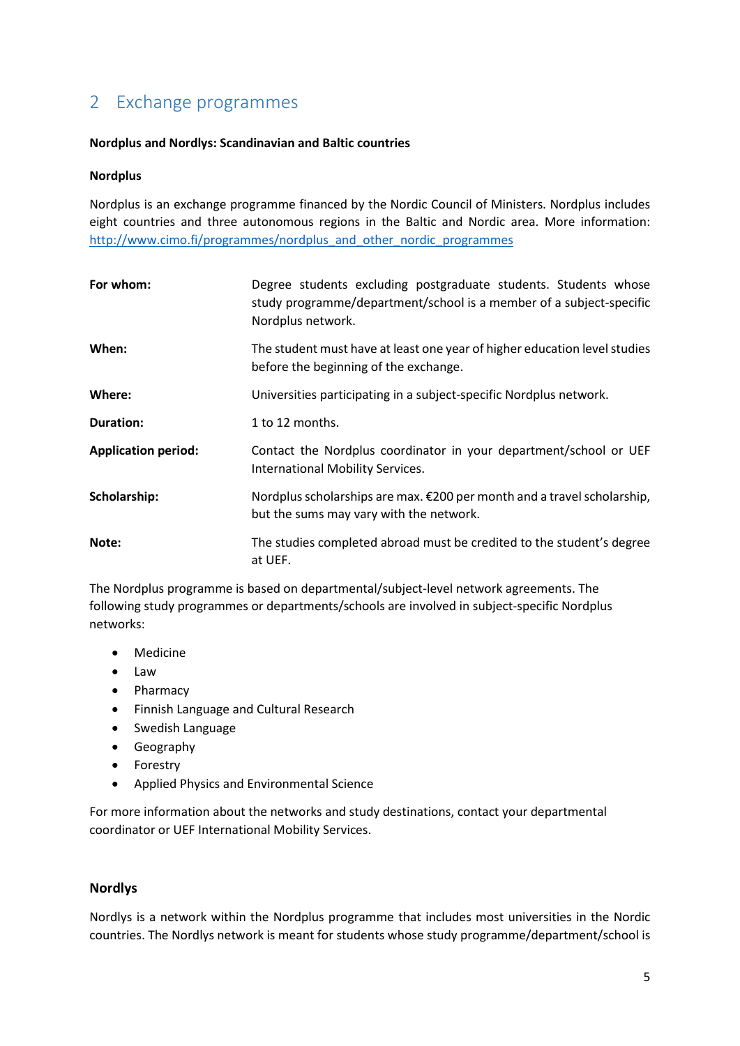# 2 Exchange programmes

**Nordplus and Nordlys: Scandinavian and Baltic countries**

**Nordplus**

Nordplus is an exchange programme financed by the Nordic Council of Ministers. Nordplus includes eight countries and three autonomous regions in the Baltic and Nordic area. More information: [http://www.cimo.fi/programmes/nordplus_and_other_nordic_programmes](http://www.cimo.fi/programmes/nordplus_and_other_nordic_programmes)

| | |
|---|---|
| **For whom:** | Degree students excluding postgraduate students. Students whose study programme/department/school is a member of a subject-specific Nordplus network. |
| **When:** | The student must have at least one year of higher education level studies before the beginning of the exchange. |
| **Where:** | Universities participating in a subject-specific Nordplus network. |
| **Duration:** | 1 to 12 months. |
| **Application period:** | Contact the Nordplus coordinator in your department/school or UEF International Mobility Services. |
| **Scholarship:** | Nordplus scholarships are max. €200 per month and a travel scholarship, but the sums may vary with the network. |
| **Note:** | The studies completed abroad must be credited to the student's degree at UEF. |

The Nordplus programme is based on departmental/subject-level network agreements. The following study programmes or departments/schools are involved in subject-specific Nordplus networks:

- Medicine
- Law
- Pharmacy
- Finnish Language and Cultural Research
- Swedish Language
- Geography
- Forestry
- Applied Physics and Environmental Science

For more information about the networks and study destinations, contact your departmental coordinator or UEF International Mobility Services.

**Nordlys**

Nordlys is a network within the Nordplus programme that includes most universities in the Nordic countries. The Nordlys network is meant for students whose study programme/department/school is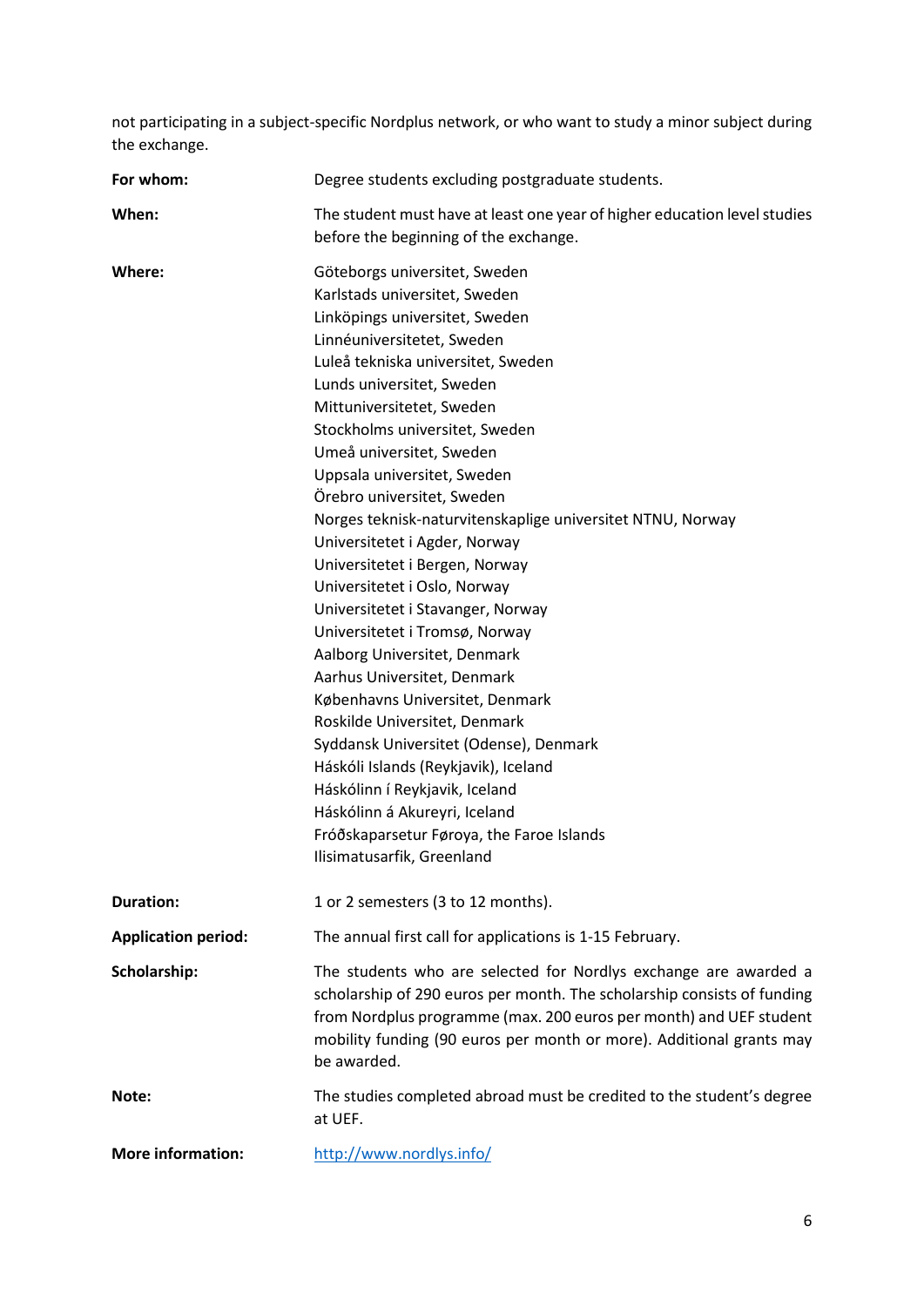not participating in a subject-specific Nordplus network, or who want to study a minor subject during the exchange.

**For whom:** Degree students excluding postgraduate students.

**When:** The student must have at least one year of higher education level studies before the beginning of the exchange.

**Where:**
Göteborgs universitet, Sweden
Karlstads universitet, Sweden
Linköpings universitet, Sweden
Linnéuniversitetet, Sweden
Luleå tekniska universitet, Sweden
Lunds universitet, Sweden
Mittuniversitetet, Sweden
Stockholms universitet, Sweden
Umeå universitet, Sweden
Uppsala universitet, Sweden
Örebro universitet, Sweden
Norges teknisk-naturvitenskaplige universitet NTNU, Norway
Universitetet i Agder, Norway
Universitetet i Bergen, Norway
Universitetet i Oslo, Norway
Universitetet i Stavanger, Norway
Universitetet i Tromsø, Norway
Aalborg Universitet, Denmark
Aarhus Universitet, Denmark
Københavns Universitet, Denmark
Roskilde Universitet, Denmark
Syddansk Universitet (Odense), Denmark
Háskóli Islands (Reykjavik), Iceland
Háskólinn í Reykjavik, Iceland
Háskólinn á Akureyri, Iceland
Fróðskaparsetur Føroya, the Faroe Islands
Ilisimatusarfik, Greenland

**Duration:** 1 or 2 semesters (3 to 12 months).

**Application period:** The annual first call for applications is 1-15 February.

**Scholarship:** The students who are selected for Nordlys exchange are awarded a scholarship of 290 euros per month. The scholarship consists of funding from Nordplus programme (max. 200 euros per month) and UEF student mobility funding (90 euros per month or more). Additional grants may be awarded.

**Note:** The studies completed abroad must be credited to the student's degree at UEF.

**More information:** http://www.nordlys.info/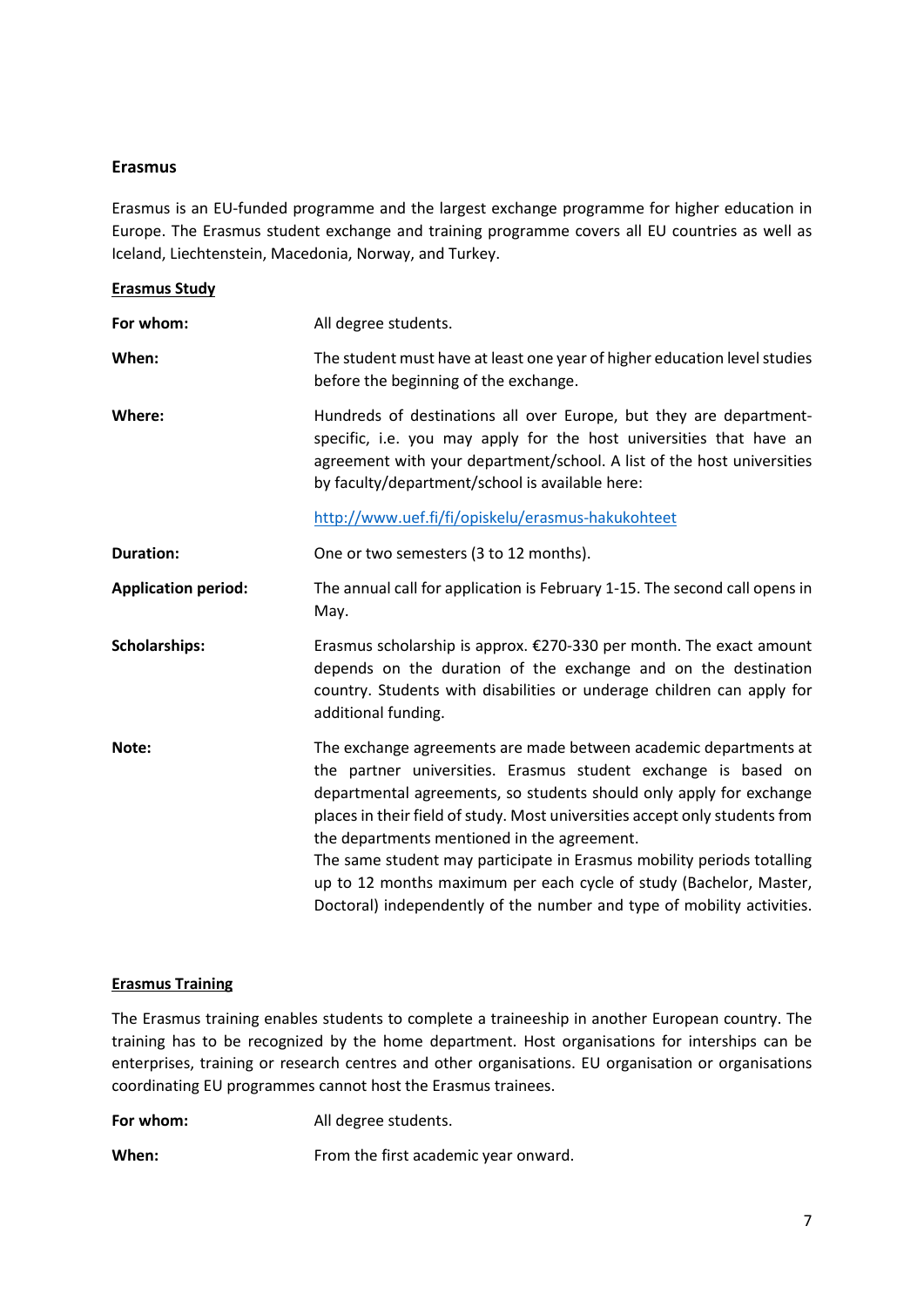## Erasmus

Erasmus is an EU-funded programme and the largest exchange programme for higher education in Europe. The Erasmus student exchange and training programme covers all EU countries as well as Iceland, Liechtenstein, Macedonia, Norway, and Turkey.

### Erasmus Study

| | |
|---|---|
| **For whom:** | All degree students. |
| **When:** | The student must have at least one year of higher education level studies before the beginning of the exchange. |
| **Where:** | Hundreds of destinations all over Europe, but they are department-specific, i.e. you may apply for the host universities that have an agreement with your department/school. A list of the host universities by faculty/department/school is available here:<br><br>http://www.uef.fi/fi/opiskelu/erasmus-hakukohteet |
| **Duration:** | One or two semesters (3 to 12 months). |
| **Application period:** | The annual call for application is February 1-15. The second call opens in May. |
| **Scholarships:** | Erasmus scholarship is approx. €270-330 per month. The exact amount depends on the duration of the exchange and on the destination country. Students with disabilities or underage children can apply for additional funding. |
| **Note:** | The exchange agreements are made between academic departments at the partner universities. Erasmus student exchange is based on departmental agreements, so students should only apply for exchange places in their field of study. Most universities accept only students from the departments mentioned in the agreement.<br>The same student may participate in Erasmus mobility periods totalling up to 12 months maximum per each cycle of study (Bachelor, Master, Doctoral) independently of the number and type of mobility activities. |

### Erasmus Training

The Erasmus training enables students to complete a traineeship in another European country. The training has to be recognized by the home department. Host organisations for interships can be enterprises, training or research centres and other organisations. EU organisation or organisations coordinating EU programmes cannot host the Erasmus trainees.

| | |
|---|---|
| **For whom:** | All degree students. |
| **When:** | From the first academic year onward. |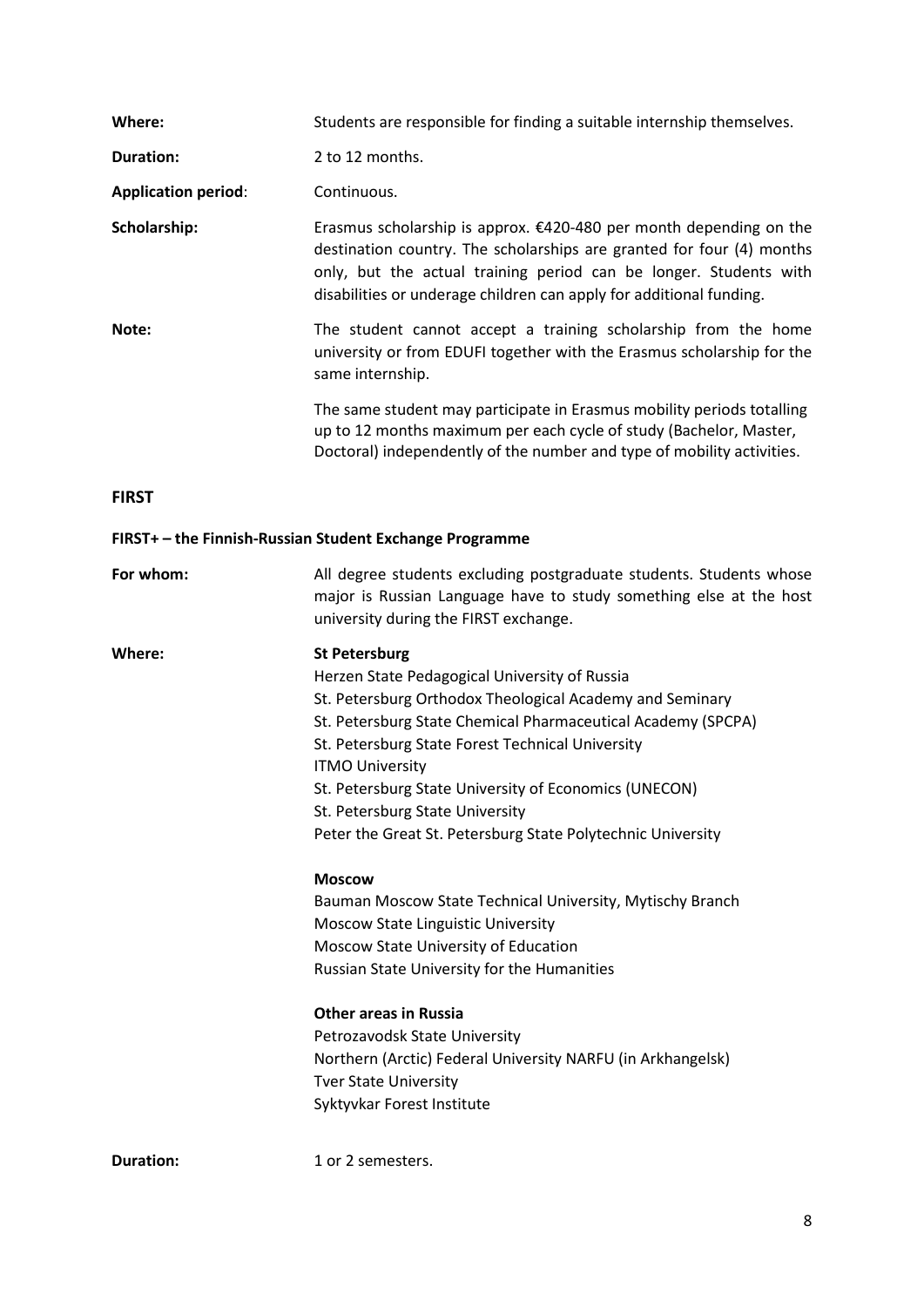**Where:** Students are responsible for finding a suitable internship themselves.

**Duration:** 2 to 12 months.

**Application period**: Continuous.

**Scholarship:** Erasmus scholarship is approx. €420-480 per month depending on the destination country. The scholarships are granted for four (4) months only, but the actual training period can be longer. Students with disabilities or underage children can apply for additional funding.

**Note:** The student cannot accept a training scholarship from the home university or from EDUFI together with the Erasmus scholarship for the same internship.

The same student may participate in Erasmus mobility periods totalling up to 12 months maximum per each cycle of study (Bachelor, Master, Doctoral) independently of the number and type of mobility activities.

## FIRST

### FIRST+ – the Finnish-Russian Student Exchange Programme

**For whom:** All degree students excluding postgraduate students. Students whose major is Russian Language have to study something else at the host university during the FIRST exchange.

**Where:**

**St Petersburg**
Herzen State Pedagogical University of Russia
St. Petersburg Orthodox Theological Academy and Seminary
St. Petersburg State Chemical Pharmaceutical Academy (SPCPA)
St. Petersburg State Forest Technical University
ITMO University
St. Petersburg State University of Economics (UNECON)
St. Petersburg State University
Peter the Great St. Petersburg State Polytechnic University

**Moscow**
Bauman Moscow State Technical University, Mytischy Branch
Moscow State Linguistic University
Moscow State University of Education
Russian State University for the Humanities

**Other areas in Russia**
Petrozavodsk State University
Northern (Arctic) Federal University NARFU (in Arkhangelsk)
Tver State University
Syktyvkar Forest Institute

**Duration:** 1 or 2 semesters.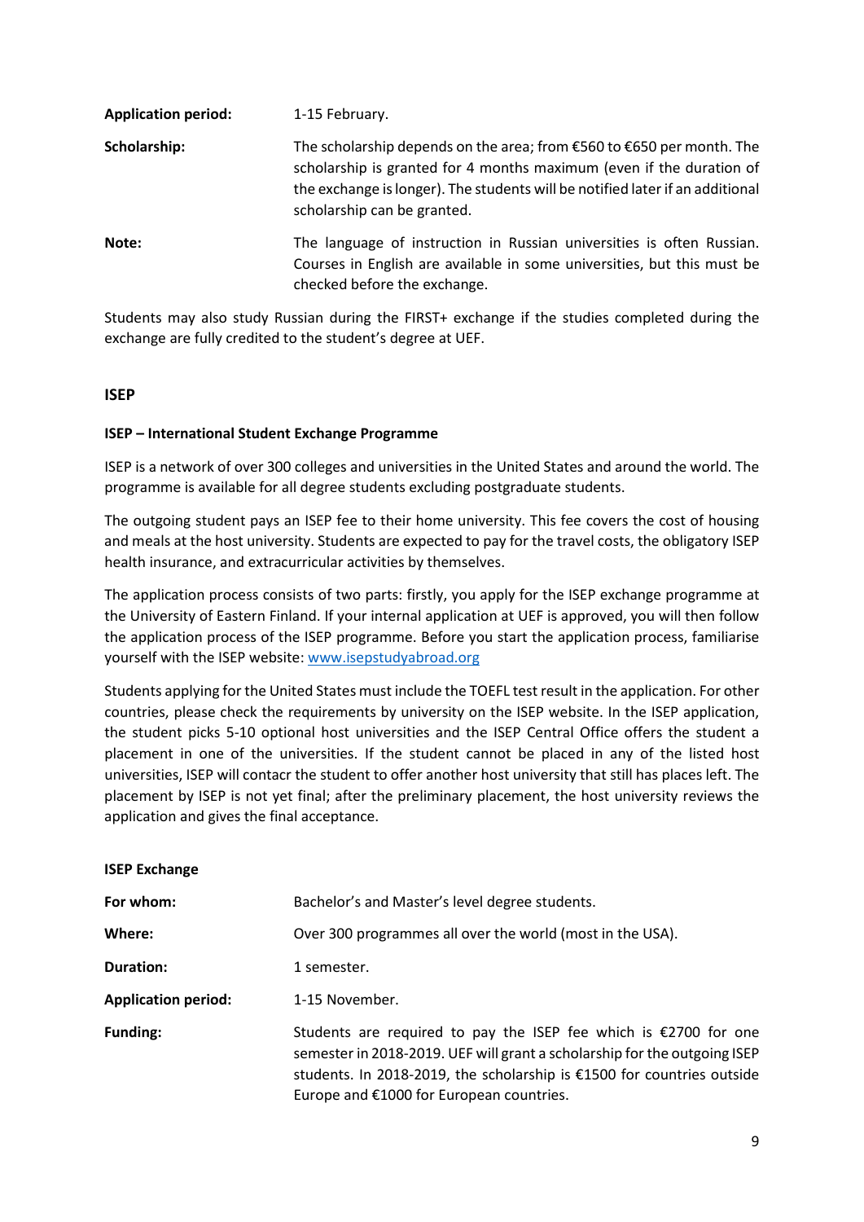**Application period:** 1-15 February.

**Scholarship:** The scholarship depends on the area; from €560 to €650 per month. The scholarship is granted for 4 months maximum (even if the duration of the exchange is longer). The students will be notified later if an additional scholarship can be granted.

**Note:** The language of instruction in Russian universities is often Russian. Courses in English are available in some universities, but this must be checked before the exchange.

Students may also study Russian during the FIRST+ exchange if the studies completed during the exchange are fully credited to the student's degree at UEF.

## ISEP

### ISEP – International Student Exchange Programme

ISEP is a network of over 300 colleges and universities in the United States and around the world. The programme is available for all degree students excluding postgraduate students.

The outgoing student pays an ISEP fee to their home university. This fee covers the cost of housing and meals at the host university. Students are expected to pay for the travel costs, the obligatory ISEP health insurance, and extracurricular activities by themselves.

The application process consists of two parts: firstly, you apply for the ISEP exchange programme at the University of Eastern Finland. If your internal application at UEF is approved, you will then follow the application process of the ISEP programme. Before you start the application process, familiarise yourself with the ISEP website: [www.isepstudyabroad.org](http://www.isepstudyabroad.org)

Students applying for the United States must include the TOEFL test result in the application. For other countries, please check the requirements by university on the ISEP website. In the ISEP application, the student picks 5-10 optional host universities and the ISEP Central Office offers the student a placement in one of the universities. If the student cannot be placed in any of the listed host universities, ISEP will contacr the student to offer another host university that still has places left. The placement by ISEP is not yet final; after the preliminary placement, the host university reviews the application and gives the final acceptance.

### ISEP Exchange

**For whom:** Bachelor's and Master's level degree students.

**Where:** Over 300 programmes all over the world (most in the USA).

**Duration:** 1 semester.

**Application period:** 1-15 November.

**Funding:** Students are required to pay the ISEP fee which is €2700 for one semester in 2018-2019. UEF will grant a scholarship for the outgoing ISEP students. In 2018-2019, the scholarship is €1500 for countries outside Europe and €1000 for European countries.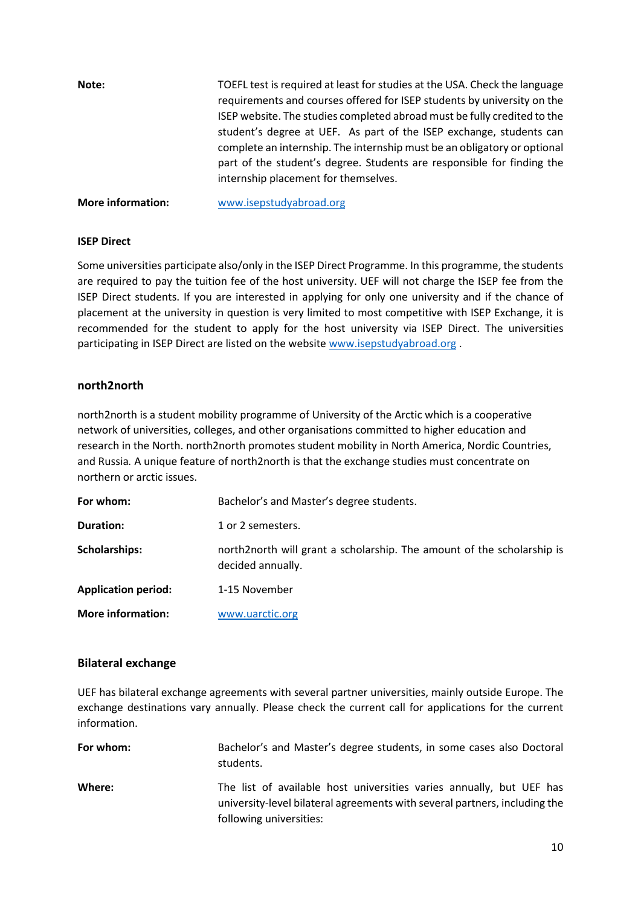**Note:** TOEFL test is required at least for studies at the USA. Check the language requirements and courses offered for ISEP students by university on the ISEP website. The studies completed abroad must be fully credited to the student's degree at UEF. As part of the ISEP exchange, students can complete an internship. The internship must be an obligatory or optional part of the student's degree. Students are responsible for finding the internship placement for themselves.

**More information:** www.isepstudyabroad.org

**ISEP Direct**

Some universities participate also/only in the ISEP Direct Programme. In this programme, the students are required to pay the tuition fee of the host university. UEF will not charge the ISEP fee from the ISEP Direct students. If you are interested in applying for only one university and if the chance of placement at the university in question is very limited to most competitive with ISEP Exchange, it is recommended for the student to apply for the host university via ISEP Direct. The universities participating in ISEP Direct are listed on the website www.isepstudyabroad.org .

## north2north

north2north is a student mobility programme of University of the Arctic which is a cooperative network of universities, colleges, and other organisations committed to higher education and research in the North. north2north promotes student mobility in North America, Nordic Countries, and Russia*.* A unique feature of north2north is that the exchange studies must concentrate on northern or arctic issues.

**For whom:** Bachelor's and Master's degree students.

**Duration:** 1 or 2 semesters.

**Scholarships:** north2north will grant a scholarship. The amount of the scholarship is decided annually.

**Application period:** 1-15 November

**More information:** www.uarctic.org

## Bilateral exchange

UEF has bilateral exchange agreements with several partner universities, mainly outside Europe. The exchange destinations vary annually. Please check the current call for applications for the current information.

**For whom:** Bachelor's and Master's degree students, in some cases also Doctoral students.

**Where:** The list of available host universities varies annually, but UEF has university-level bilateral agreements with several partners, including the following universities: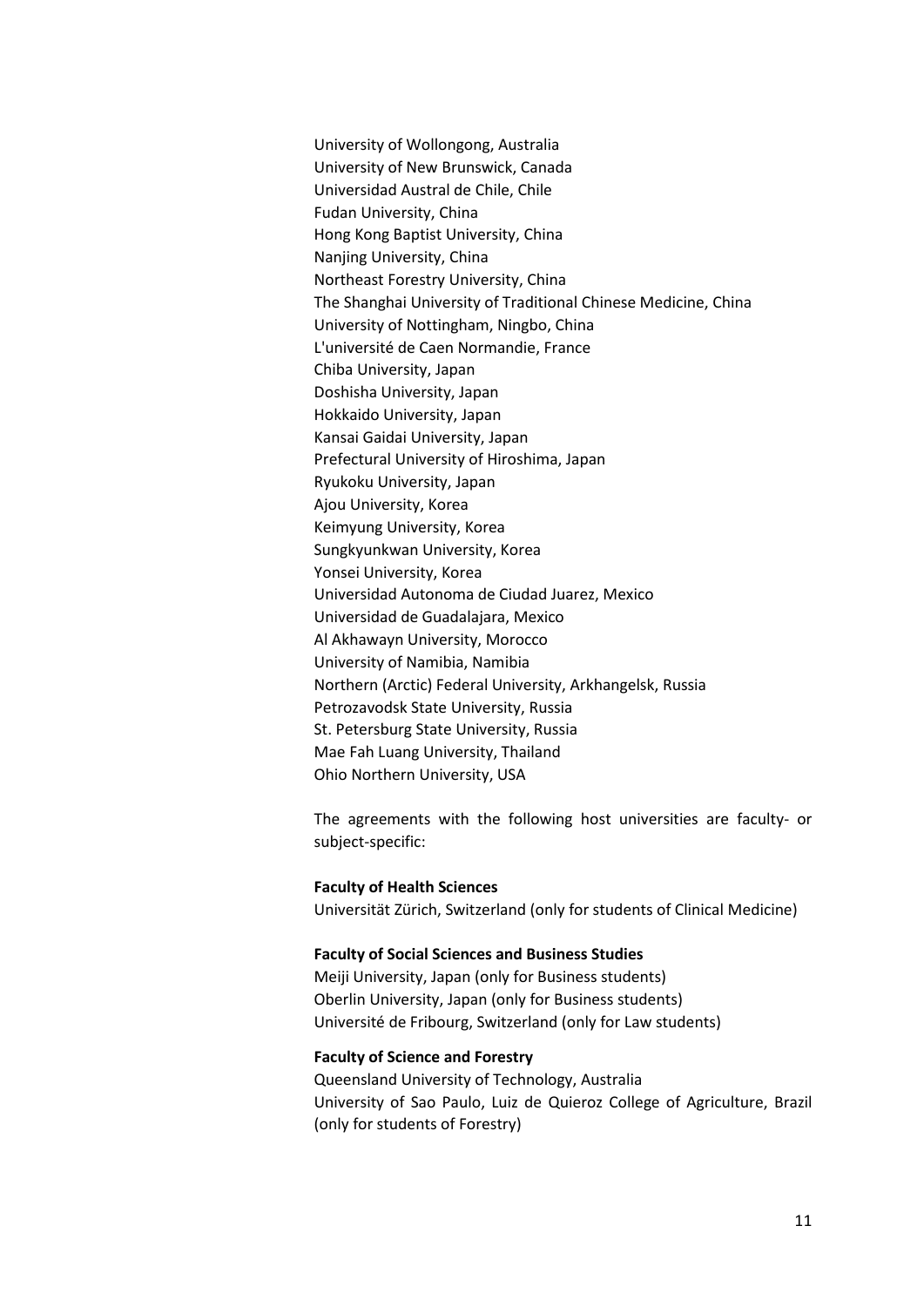University of Wollongong, Australia
University of New Brunswick, Canada
Universidad Austral de Chile, Chile
Fudan University, China
Hong Kong Baptist University, China
Nanjing University, China
Northeast Forestry University, China
The Shanghai University of Traditional Chinese Medicine, China
University of Nottingham, Ningbo, China
L'université de Caen Normandie, France
Chiba University, Japan
Doshisha University, Japan
Hokkaido University, Japan
Kansai Gaidai University, Japan
Prefectural University of Hiroshima, Japan
Ryukoku University, Japan
Ajou University, Korea
Keimyung University, Korea
Sungkyunkwan University, Korea
Yonsei University, Korea
Universidad Autonoma de Ciudad Juarez, Mexico
Universidad de Guadalajara, Mexico
Al Akhawayn University, Morocco
University of Namibia, Namibia
Northern (Arctic) Federal University, Arkhangelsk, Russia
Petrozavodsk State University, Russia
St. Petersburg State University, Russia
Mae Fah Luang University, Thailand
Ohio Northern University, USA

The agreements with the following host universities are faculty- or subject-specific:

**Faculty of Health Sciences**
Universität Zürich, Switzerland (only for students of Clinical Medicine)

**Faculty of Social Sciences and Business Studies**
Meiji University, Japan (only for Business students)
Oberlin University, Japan (only for Business students)
Université de Fribourg, Switzerland (only for Law students)

**Faculty of Science and Forestry**
Queensland University of Technology, Australia
University of Sao Paulo, Luiz de Quieroz College of Agriculture, Brazil (only for students of Forestry)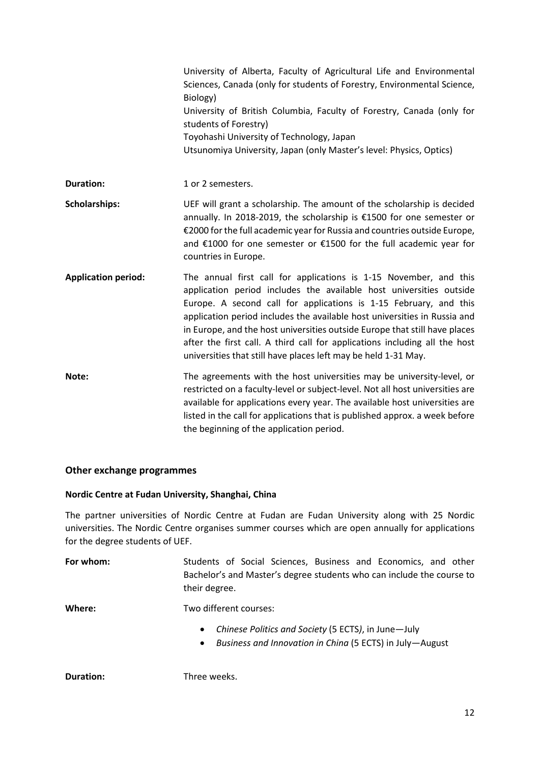University of Alberta, Faculty of Agricultural Life and Environmental Sciences, Canada (only for students of Forestry, Environmental Science, Biology)
University of British Columbia, Faculty of Forestry, Canada (only for students of Forestry)
Toyohashi University of Technology, Japan
Utsunomiya University, Japan (only Master's level: Physics, Optics)

**Duration:** 1 or 2 semesters.

**Scholarships:** UEF will grant a scholarship. The amount of the scholarship is decided annually. In 2018-2019, the scholarship is €1500 for one semester or €2000 for the full academic year for Russia and countries outside Europe, and €1000 for one semester or €1500 for the full academic year for countries in Europe.

**Application period:** The annual first call for applications is 1-15 November, and this application period includes the available host universities outside Europe. A second call for applications is 1-15 February, and this application period includes the available host universities in Russia and in Europe, and the host universities outside Europe that still have places after the first call. A third call for applications including all the host universities that still have places left may be held 1-31 May.

**Note:** The agreements with the host universities may be university-level, or restricted on a faculty-level or subject-level. Not all host universities are available for applications every year. The available host universities are listed in the call for applications that is published approx. a week before the beginning of the application period.

## Other exchange programmes

### Nordic Centre at Fudan University, Shanghai, China

The partner universities of Nordic Centre at Fudan are Fudan University along with 25 Nordic universities. The Nordic Centre organises summer courses which are open annually for applications for the degree students of UEF.

**For whom:** Students of Social Sciences, Business and Economics, and other Bachelor's and Master's degree students who can include the course to their degree.

**Where:** Two different courses:

- *Chinese Politics and Society* (5 ECTS), in June—July
- *Business and Innovation in China* (5 ECTS) in July—August

**Duration:** Three weeks.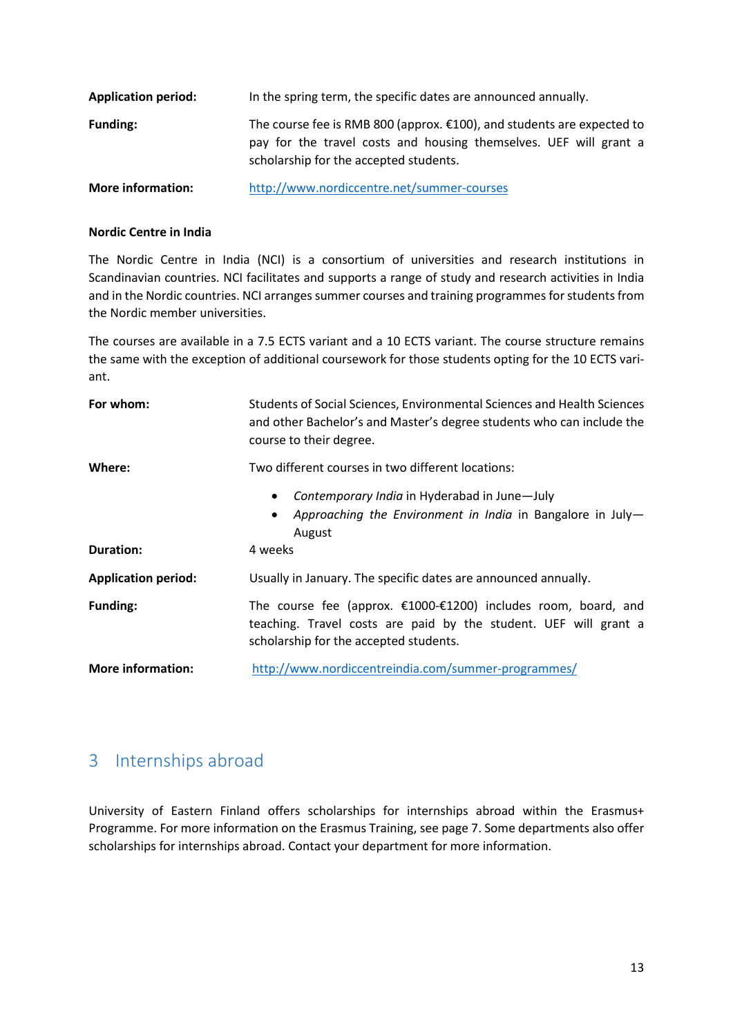**Application period:** In the spring term, the specific dates are announced annually.

**Funding:** The course fee is RMB 800 (approx. €100), and students are expected to pay for the travel costs and housing themselves. UEF will grant a scholarship for the accepted students.

**More information:** http://www.nordiccentre.net/summer-courses

**Nordic Centre in India**

The Nordic Centre in India (NCI) is a consortium of universities and research institutions in Scandinavian countries. NCI facilitates and supports a range of study and research activities in India and in the Nordic countries. NCI arranges summer courses and training programmes for students from the Nordic member universities.

The courses are available in a 7.5 ECTS variant and a 10 ECTS variant. The course structure remains the same with the exception of additional coursework for those students opting for the 10 ECTS variant.

**For whom:** Students of Social Sciences, Environmental Sciences and Health Sciences and other Bachelor's and Master's degree students who can include the course to their degree.

**Where:** Two different courses in two different locations:

- *Contemporary India* in Hyderabad in June—July
- *Approaching the Environment in India* in Bangalore in July—August

**Duration:** 4 weeks

**Application period:** Usually in January. The specific dates are announced annually.

**Funding:** The course fee (approx. €1000-€1200) includes room, board, and teaching. Travel costs are paid by the student. UEF will grant a scholarship for the accepted students.

**More information:** http://www.nordiccentreindia.com/summer-programmes/

## 3 Internships abroad

University of Eastern Finland offers scholarships for internships abroad within the Erasmus+ Programme. For more information on the Erasmus Training, see page 7. Some departments also offer scholarships for internships abroad. Contact your department for more information.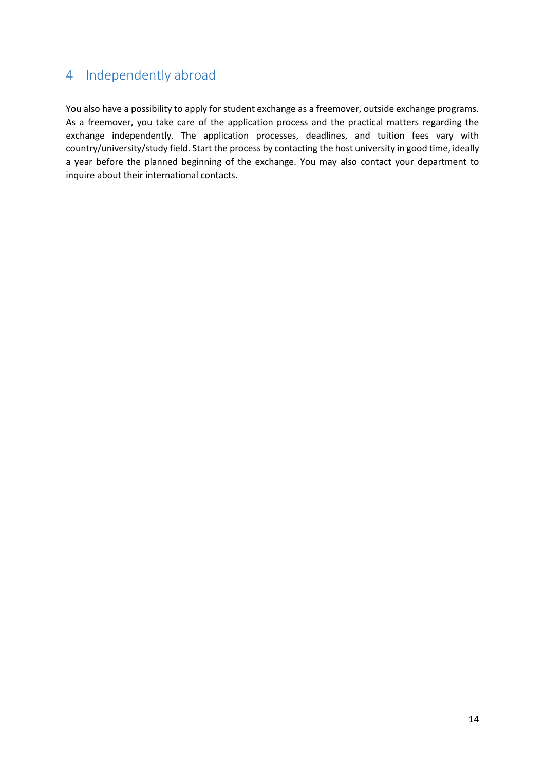# 4 Independently abroad

You also have a possibility to apply for student exchange as a freemover, outside exchange programs. As a freemover, you take care of the application process and the practical matters regarding the exchange independently. The application processes, deadlines, and tuition fees vary with country/university/study field. Start the process by contacting the host university in good time, ideally a year before the planned beginning of the exchange. You may also contact your department to inquire about their international contacts.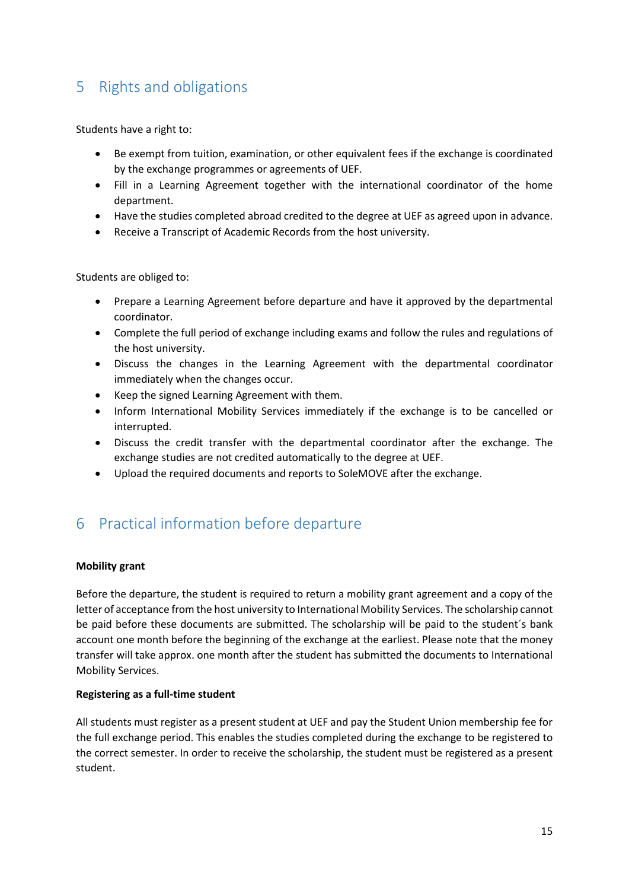# 5 Rights and obligations

Students have a right to:

- Be exempt from tuition, examination, or other equivalent fees if the exchange is coordinated by the exchange programmes or agreements of UEF.
- Fill in a Learning Agreement together with the international coordinator of the home department.
- Have the studies completed abroad credited to the degree at UEF as agreed upon in advance.
- Receive a Transcript of Academic Records from the host university.

Students are obliged to:

- Prepare a Learning Agreement before departure and have it approved by the departmental coordinator.
- Complete the full period of exchange including exams and follow the rules and regulations of the host university.
- Discuss the changes in the Learning Agreement with the departmental coordinator immediately when the changes occur.
- Keep the signed Learning Agreement with them.
- Inform International Mobility Services immediately if the exchange is to be cancelled or interrupted.
- Discuss the credit transfer with the departmental coordinator after the exchange. The exchange studies are not credited automatically to the degree at UEF.
- Upload the required documents and reports to SoleMOVE after the exchange.

# 6 Practical information before departure

**Mobility grant**

Before the departure, the student is required to return a mobility grant agreement and a copy of the letter of acceptance from the host university to International Mobility Services. The scholarship cannot be paid before these documents are submitted. The scholarship will be paid to the student´s bank account one month before the beginning of the exchange at the earliest. Please note that the money transfer will take approx. one month after the student has submitted the documents to International Mobility Services.

**Registering as a full-time student**

All students must register as a present student at UEF and pay the Student Union membership fee for the full exchange period. This enables the studies completed during the exchange to be registered to the correct semester. In order to receive the scholarship, the student must be registered as a present student.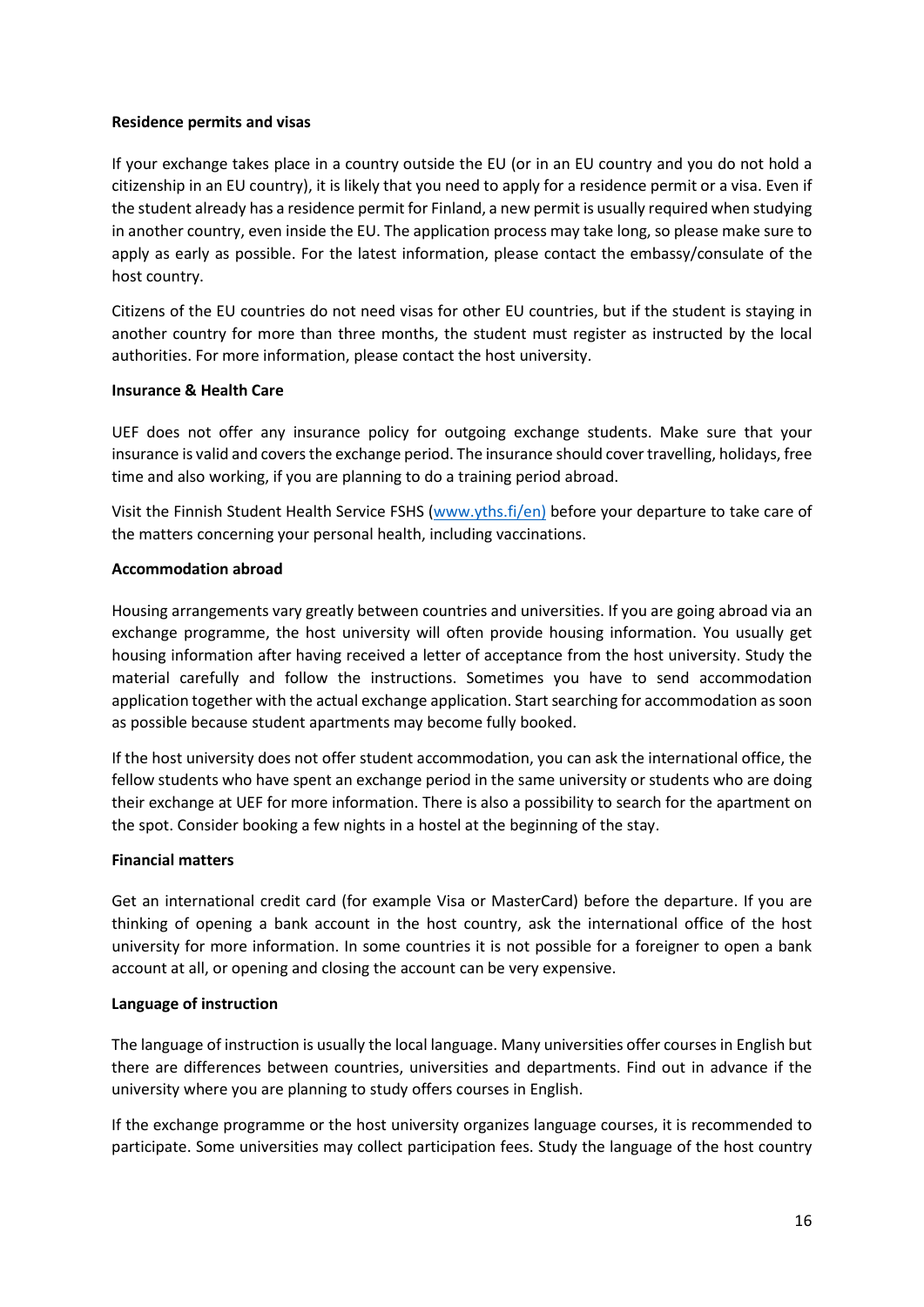**Residence permits and visas**

If your exchange takes place in a country outside the EU (or in an EU country and you do not hold a citizenship in an EU country), it is likely that you need to apply for a residence permit or a visa. Even if the student already has a residence permit for Finland, a new permit is usually required when studying in another country, even inside the EU. The application process may take long, so please make sure to apply as early as possible. For the latest information, please contact the embassy/consulate of the host country.

Citizens of the EU countries do not need visas for other EU countries, but if the student is staying in another country for more than three months, the student must register as instructed by the local authorities. For more information, please contact the host university.

**Insurance & Health Care**

UEF does not offer any insurance policy for outgoing exchange students. Make sure that your insurance is valid and covers the exchange period. The insurance should cover travelling, holidays, free time and also working, if you are planning to do a training period abroad.

Visit the Finnish Student Health Service FSHS (www.yths.fi/en) before your departure to take care of the matters concerning your personal health, including vaccinations.

**Accommodation abroad**

Housing arrangements vary greatly between countries and universities. If you are going abroad via an exchange programme, the host university will often provide housing information. You usually get housing information after having received a letter of acceptance from the host university. Study the material carefully and follow the instructions. Sometimes you have to send accommodation application together with the actual exchange application. Start searching for accommodation as soon as possible because student apartments may become fully booked.

If the host university does not offer student accommodation, you can ask the international office, the fellow students who have spent an exchange period in the same university or students who are doing their exchange at UEF for more information. There is also a possibility to search for the apartment on the spot. Consider booking a few nights in a hostel at the beginning of the stay.

**Financial matters**

Get an international credit card (for example Visa or MasterCard) before the departure. If you are thinking of opening a bank account in the host country, ask the international office of the host university for more information. In some countries it is not possible for a foreigner to open a bank account at all, or opening and closing the account can be very expensive.

**Language of instruction**

The language of instruction is usually the local language. Many universities offer courses in English but there are differences between countries, universities and departments. Find out in advance if the university where you are planning to study offers courses in English.

If the exchange programme or the host university organizes language courses, it is recommended to participate. Some universities may collect participation fees. Study the language of the host country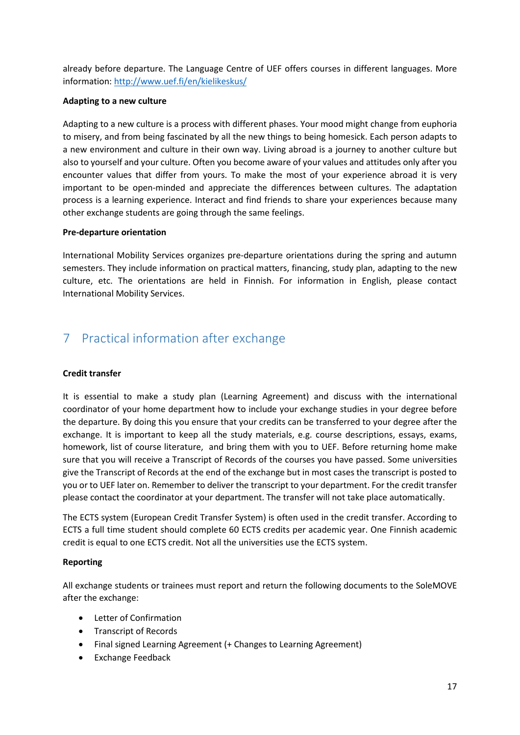already before departure. The Language Centre of UEF offers courses in different languages. More information: http://www.uef.fi/en/kielikeskus/

**Adapting to a new culture**

Adapting to a new culture is a process with different phases. Your mood might change from euphoria to misery, and from being fascinated by all the new things to being homesick. Each person adapts to a new environment and culture in their own way. Living abroad is a journey to another culture but also to yourself and your culture. Often you become aware of your values and attitudes only after you encounter values that differ from yours. To make the most of your experience abroad it is very important to be open-minded and appreciate the differences between cultures. The adaptation process is a learning experience. Interact and find friends to share your experiences because many other exchange students are going through the same feelings.

**Pre-departure orientation**

International Mobility Services organizes pre-departure orientations during the spring and autumn semesters. They include information on practical matters, financing, study plan, adapting to the new culture, etc. The orientations are held in Finnish. For information in English, please contact International Mobility Services.

# 7 Practical information after exchange

**Credit transfer**

It is essential to make a study plan (Learning Agreement) and discuss with the international coordinator of your home department how to include your exchange studies in your degree before the departure. By doing this you ensure that your credits can be transferred to your degree after the exchange. It is important to keep all the study materials, e.g. course descriptions, essays, exams, homework, list of course literature, and bring them with you to UEF. Before returning home make sure that you will receive a Transcript of Records of the courses you have passed. Some universities give the Transcript of Records at the end of the exchange but in most cases the transcript is posted to you or to UEF later on. Remember to deliver the transcript to your department. For the credit transfer please contact the coordinator at your department. The transfer will not take place automatically.

The ECTS system (European Credit Transfer System) is often used in the credit transfer. According to ECTS a full time student should complete 60 ECTS credits per academic year. One Finnish academic credit is equal to one ECTS credit. Not all the universities use the ECTS system.

**Reporting**

All exchange students or trainees must report and return the following documents to the SoleMOVE after the exchange:

- Letter of Confirmation
- Transcript of Records
- Final signed Learning Agreement (+ Changes to Learning Agreement)
- Exchange Feedback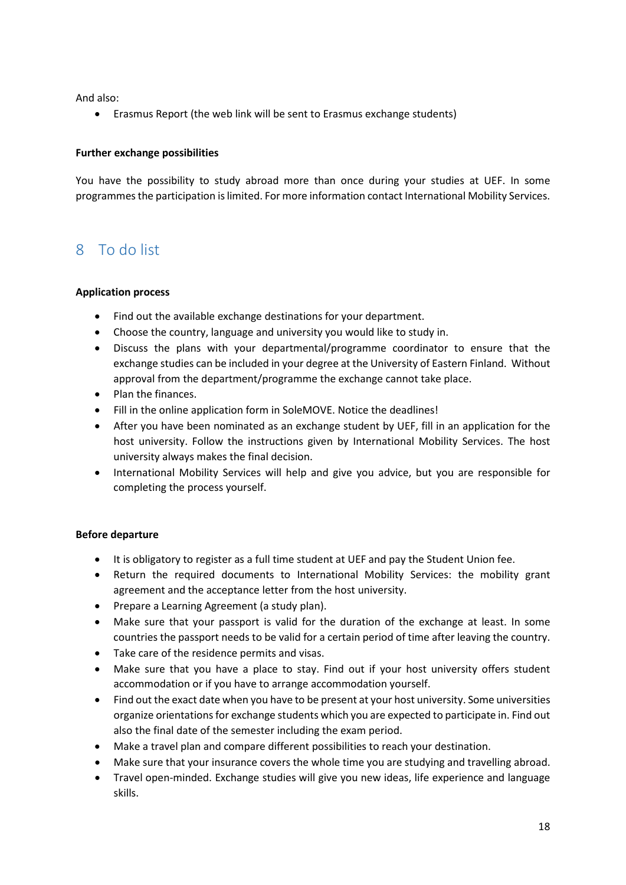And also:

- Erasmus Report (the web link will be sent to Erasmus exchange students)

**Further exchange possibilities**

You have the possibility to study abroad more than once during your studies at UEF. In some programmes the participation is limited. For more information contact International Mobility Services.

## 8 To do list

**Application process**

- Find out the available exchange destinations for your department.
- Choose the country, language and university you would like to study in.
- Discuss the plans with your departmental/programme coordinator to ensure that the exchange studies can be included in your degree at the University of Eastern Finland. Without approval from the department/programme the exchange cannot take place.
- Plan the finances.
- Fill in the online application form in SoleMOVE. Notice the deadlines!
- After you have been nominated as an exchange student by UEF, fill in an application for the host university. Follow the instructions given by International Mobility Services. The host university always makes the final decision.
- International Mobility Services will help and give you advice, but you are responsible for completing the process yourself.

**Before departure**

- It is obligatory to register as a full time student at UEF and pay the Student Union fee.
- Return the required documents to International Mobility Services: the mobility grant agreement and the acceptance letter from the host university.
- Prepare a Learning Agreement (a study plan).
- Make sure that your passport is valid for the duration of the exchange at least. In some countries the passport needs to be valid for a certain period of time after leaving the country.
- Take care of the residence permits and visas.
- Make sure that you have a place to stay. Find out if your host university offers student accommodation or if you have to arrange accommodation yourself.
- Find out the exact date when you have to be present at your host university. Some universities organize orientations for exchange students which you are expected to participate in. Find out also the final date of the semester including the exam period.
- Make a travel plan and compare different possibilities to reach your destination.
- Make sure that your insurance covers the whole time you are studying and travelling abroad.
- Travel open-minded. Exchange studies will give you new ideas, life experience and language skills.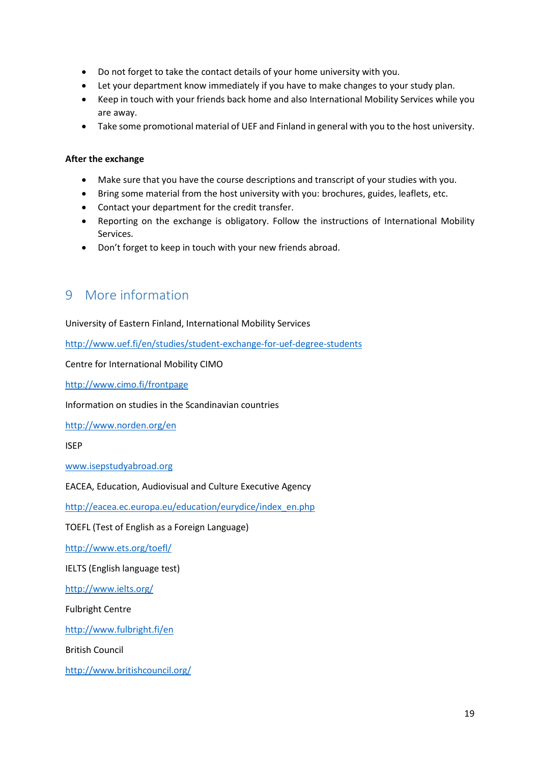- Do not forget to take the contact details of your home university with you.
- Let your department know immediately if you have to make changes to your study plan.
- Keep in touch with your friends back home and also International Mobility Services while you are away.
- Take some promotional material of UEF and Finland in general with you to the host university.

**After the exchange**

- Make sure that you have the course descriptions and transcript of your studies with you.
- Bring some material from the host university with you: brochures, guides, leaflets, etc.
- Contact your department for the credit transfer.
- Reporting on the exchange is obligatory. Follow the instructions of International Mobility Services.
- Don't forget to keep in touch with your new friends abroad.

# 9 More information

University of Eastern Finland, International Mobility Services

http://www.uef.fi/en/studies/student-exchange-for-uef-degree-students

Centre for International Mobility CIMO

http://www.cimo.fi/frontpage

Information on studies in the Scandinavian countries

http://www.norden.org/en

ISEP

www.isepstudyabroad.org

EACEA, Education, Audiovisual and Culture Executive Agency

http://eacea.ec.europa.eu/education/eurydice/index_en.php

TOEFL (Test of English as a Foreign Language)

http://www.ets.org/toefl/

IELTS (English language test)

http://www.ielts.org/

Fulbright Centre

http://www.fulbright.fi/en

British Council

http://www.britishcouncil.org/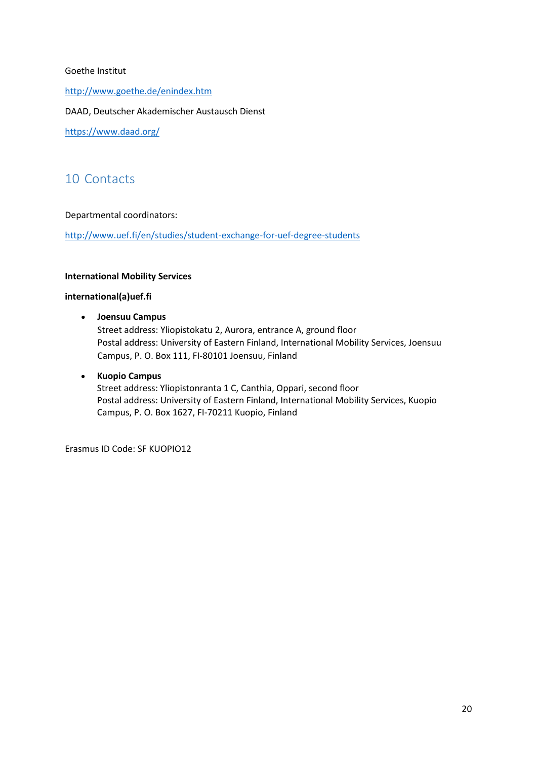Goethe Institut

http://www.goethe.de/enindex.htm

DAAD, Deutscher Akademischer Austausch Dienst

https://www.daad.org/

# 10 Contacts

Departmental coordinators:

http://www.uef.fi/en/studies/student-exchange-for-uef-degree-students

**International Mobility Services**

**international(a)uef.fi**

- **Joensuu Campus**
  Street address: Yliopistokatu 2, Aurora, entrance A, ground floor
  Postal address: University of Eastern Finland, International Mobility Services, Joensuu Campus, P. O. Box 111, FI-80101 Joensuu, Finland
- **Kuopio Campus**
  Street address: Yliopistonranta 1 C, Canthia, Oppari, second floor
  Postal address: University of Eastern Finland, International Mobility Services, Kuopio Campus, P. O. Box 1627, FI-70211 Kuopio, Finland

Erasmus ID Code: SF KUOPIO12